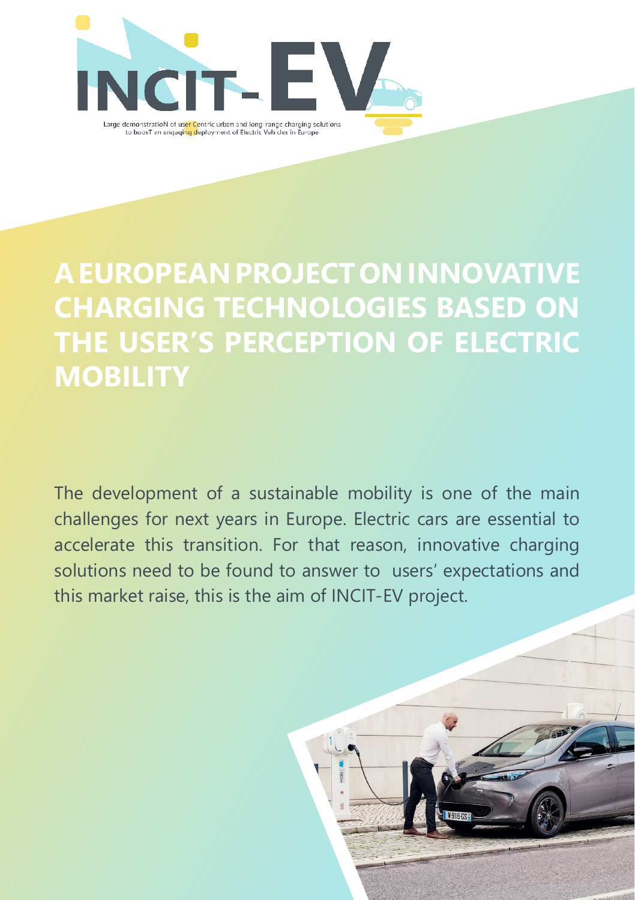INCIT-EV

Large demonstratioN of user Centric urban and long-range charging solutions to boosT an engaging deployment of Electric Vehicles in Europe

# A EUROPEAN PROJECT ON INNOVATIVE CHARGING TECHNOLOGIES BASED ON THE USER'S PERCEPTION OF ELECTRIC MOBILITY

The development of a sustainable mobility is one of the main challenges for next years in Europe. Electric cars are essential to accelerate this transition. For that reason, innovative charging solutions need to be found to answer to users' expectations and this market raise, this is the aim of INCIT-EV project.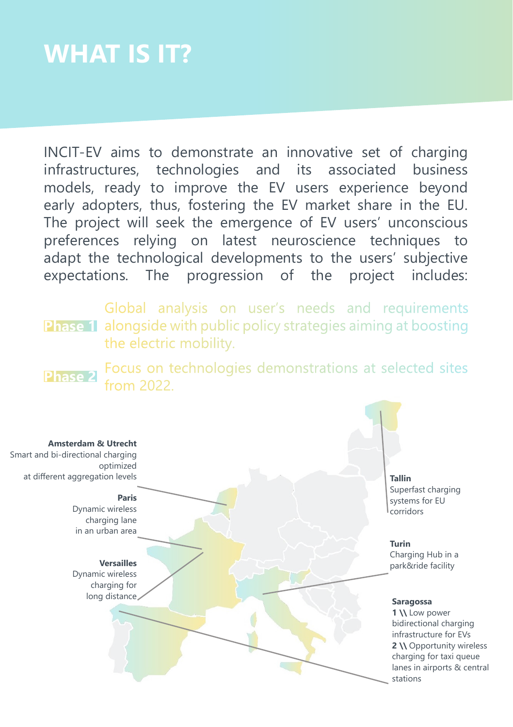# WHAT IS IT?

INCIT-EV aims to demonstrate an innovative set of charging infrastructures, technologies and its associated business models, ready to improve the EV users experience beyond early adopters, thus, fostering the EV market share in the EU. The project will seek the emergence of EV users' unconscious preferences relying on latest neuroscience techniques to adapt the technological developments to the users' subjective expectations. The progression of the project includes:

**Phase 1** Global analysis on user's needs and requirements alongside with public policy strategies aiming at boosting the electric mobility.

**Phase 2** Focus on technologies demonstrations at selected sites from 2022.

**Amsterdam & Utrecht**
Smart and bi-directional charging optimized at different aggregation levels

**Paris**
Dynamic wireless charging lane in an urban area

**Versailles**
Dynamic wireless charging for long distance

**Tallin**
Superfast charging systems for EU corridors

**Turin**
Charging Hub in a park&ride facility

**Saragossa**
**1 \\** Low power bidirectional charging infrastructure for EVs
**2 \\** Opportunity wireless charging for taxi queue lanes in airports & central stations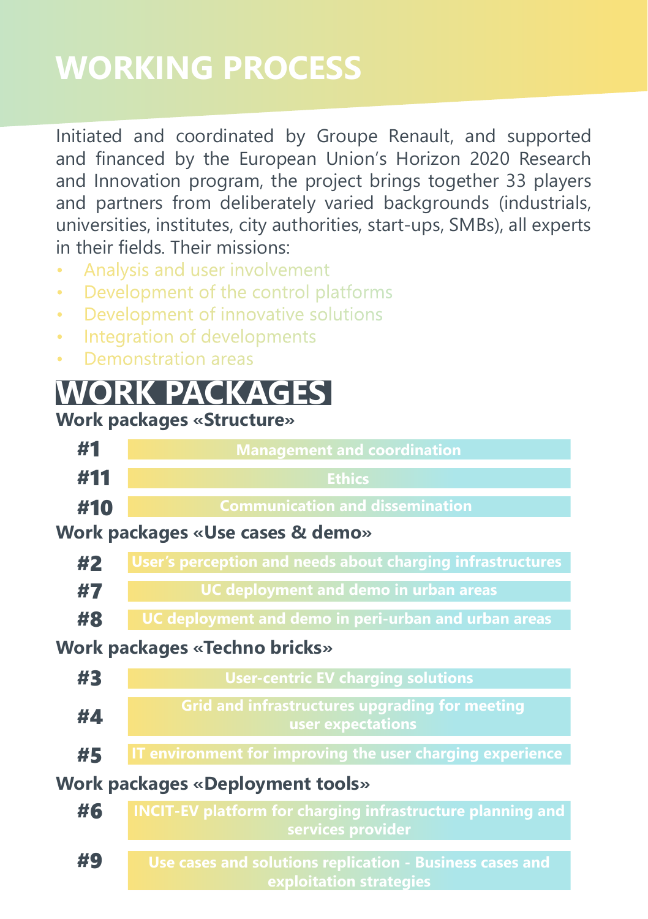# WORKING PROCESS

Initiated and coordinated by Groupe Renault, and supported and financed by the European Union's Horizon 2020 Research and Innovation program, the project brings together 33 players and partners from deliberately varied backgrounds (industrials, universities, institutes, city authorities, start-ups, SMBs), all experts in their fields. Their missions:

- Analysis and user involvement
- Development of the control platforms
- Development of innovative solutions
- Integration of developments
- Demonstration areas

# WORK PACKAGES

**Work packages «Structure»**

- **#1** Management and coordination
- **#11** Ethics
- **#10** Communication and dissemination

**Work packages «Use cases & demo»**

- **#2** User's perception and needs about charging infrastructures
- **#7** UC deployment and demo in urban areas
- **#8** UC deployment and demo in peri-urban and urban areas

**Work packages «Techno bricks»**

- **#3** User-centric EV charging solutions
- **#4** Grid and infrastructures upgrading for meeting user expectations
- **#5** IT environment for improving the user charging experience

**Work packages «Deployment tools»**

- **#6** INCIT-EV platform for charging infrastructure planning and services provider
- **#9** Use cases and solutions replication - Business cases and exploitation strategies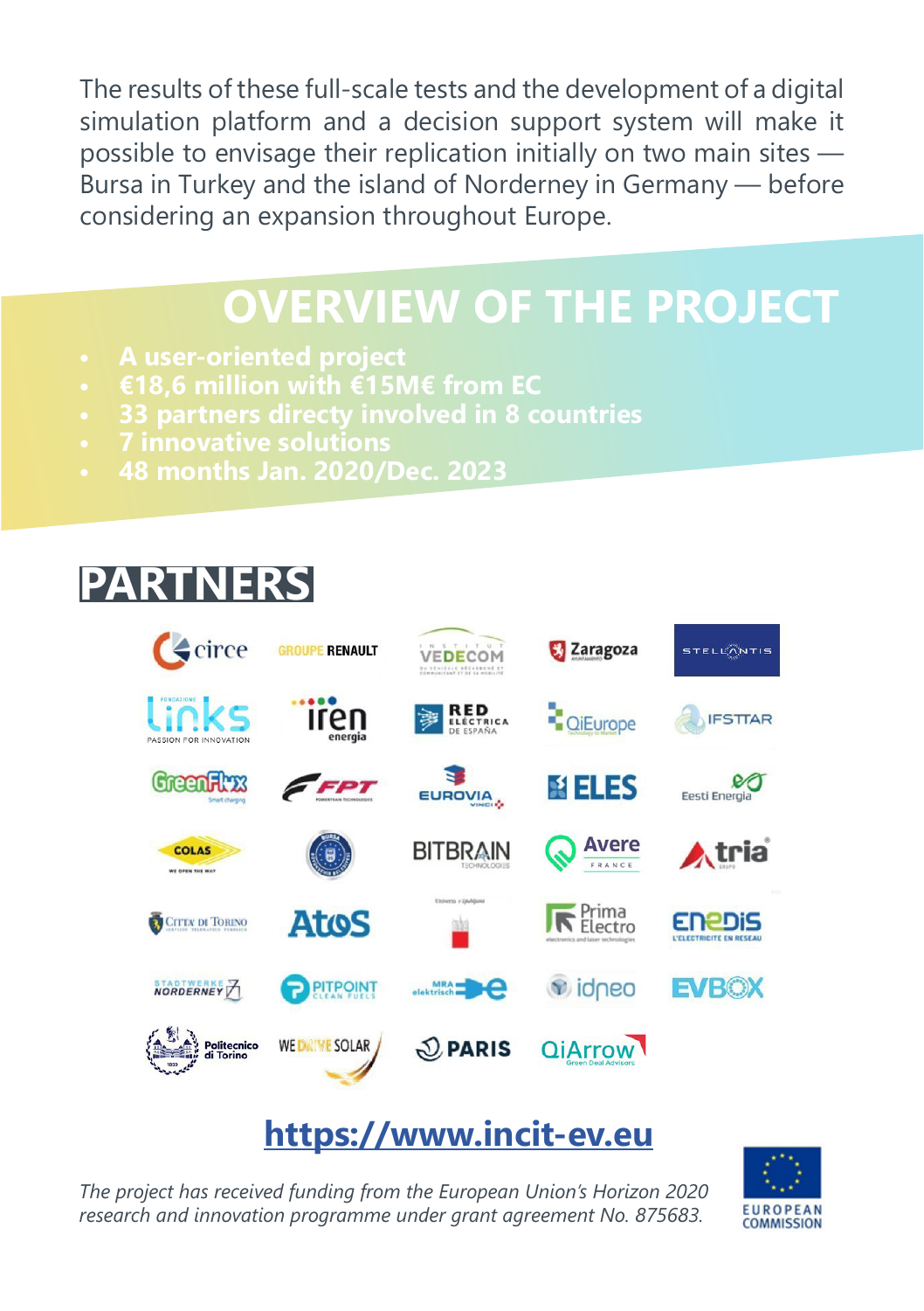The results of these full-scale tests and the development of a digital simulation platform and a decision support system will make it possible to envisage their replication initially on two main sites — Bursa in Turkey and the island of Norderney in Germany — before considering an expansion throughout Europe.

# OVERVIEW OF THE PROJECT

- **A user-oriented project**
- **€18,6 million with €15M€ from EC**
- **33 partners directy involved in 8 countries**
- **7 innovative solutions**
- **48 months Jan. 2020/Dec. 2023**

# PARTNERS

circe, Groupe Renault, Vedecom, Zaragoza, Stellantis, Links, Iren energia, Red Eléctrica de España, QiEurope, IFSTTAR, GreenFlux, FPT, Eurovia, ELES, Eesti Energia, Colas, Bursa, Bitbrain, Avere France, tria, Città di Torino, Atos, Univerza v Ljubljani, Prima Electro, Enedis, Stadtwerke Norderney, Pitpoint, MRA elektrisch, idneo, EVBox, Politecnico di Torino, We Drive Solar, Paris, QiArrow

**https://www.incit-ev.eu**

*The project has received funding from the European Union's Horizon 2020 research and innovation programme under grant agreement No. 875683.*

EUROPEAN COMMISSION